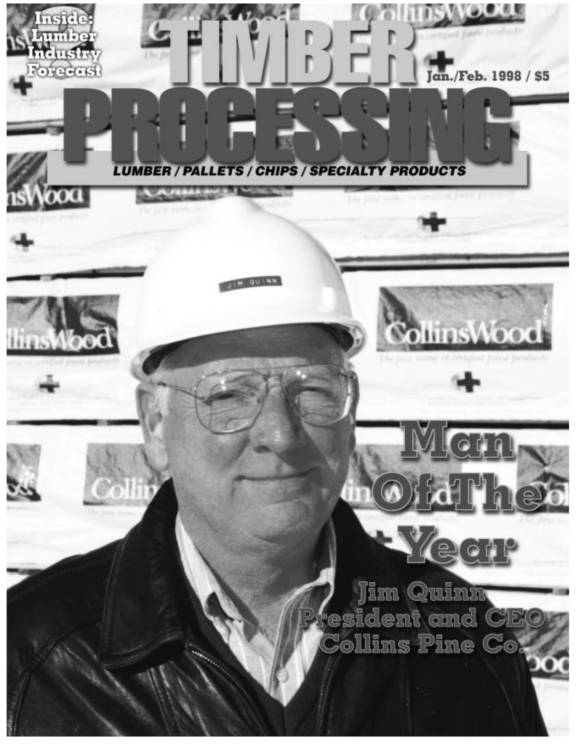Inside: Lumber Industry Forecast

# TIMBER PROCESSING

Jan./Feb. 1998 / $5

LUMBER / PALLETS / CHIPS / SPECIALTY PRODUCTS

## Man Of The Year

Jim Quinn
President and CEO
Collins Pine Co.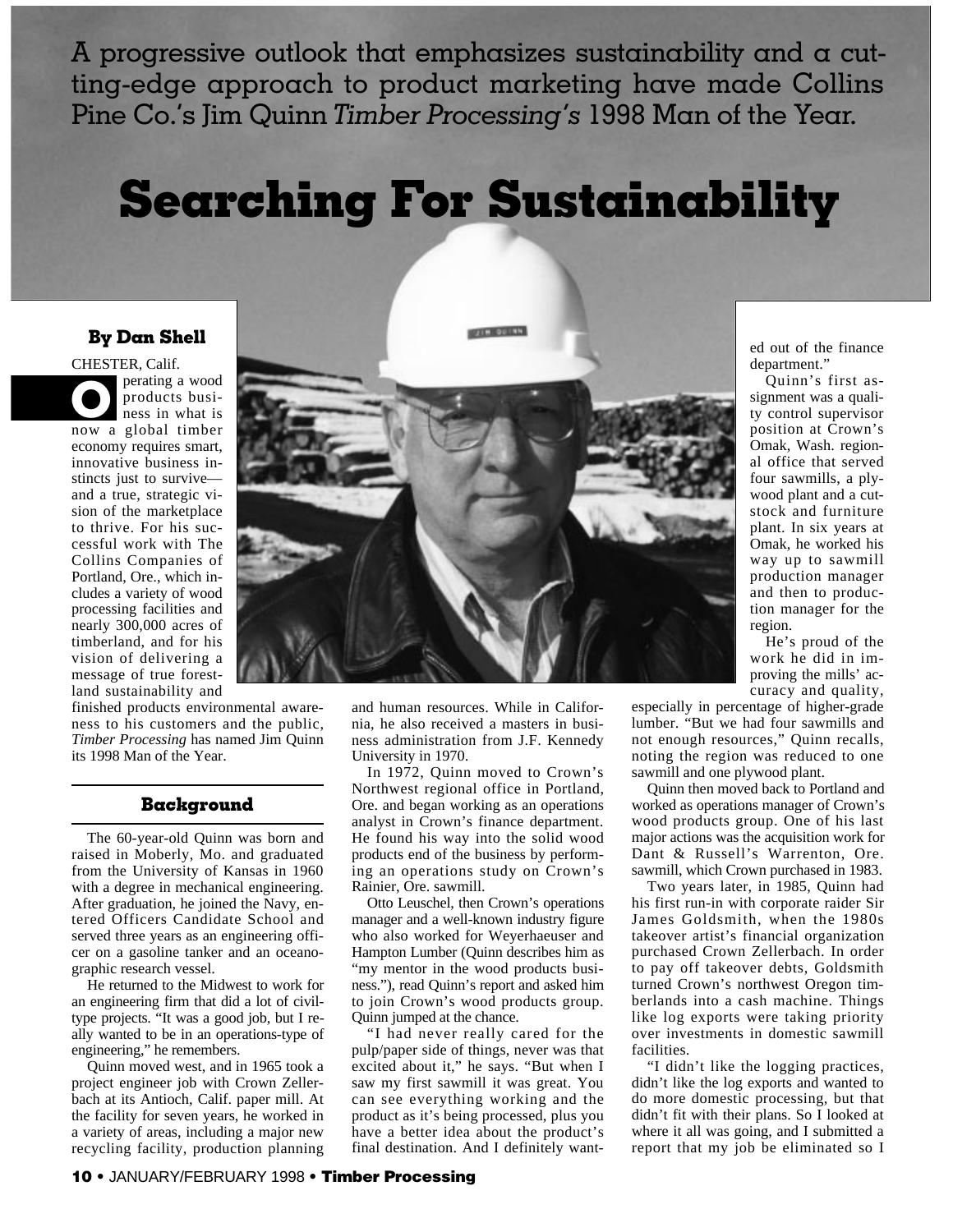A progressive outlook that emphasizes sustainability and a cutting-edge approach to product marketing have made Collins Pine Co.'s Jim Quinn *Timber Processing's* 1998 Man of the Year.

# Searching For Sustainability

**By Dan Shell**

CHESTER, Calif.

Operating a wood products business in what is now a global timber economy requires smart, innovative business instincts just to survive—and a true, strategic vision of the marketplace to thrive. For his successful work with The Collins Companies of Portland, Ore., which includes a variety of wood processing facilities and nearly 300,000 acres of timberland, and for his vision of delivering a message of true forestland sustainability and finished products environmental awareness to his customers and the public, *Timber Processing* has named Jim Quinn its 1998 Man of the Year.

## Background

The 60-year-old Quinn was born and raised in Moberly, Mo. and graduated from the University of Kansas in 1960 with a degree in mechanical engineering. After graduation, he joined the Navy, entered Officers Candidate School and served three years as an engineering officer on a gasoline tanker and an oceanographic research vessel.

He returned to the Midwest to work for an engineering firm that did a lot of civil-type projects. "It was a good job, but I really wanted to be in an operations-type of engineering," he remembers.

Quinn moved west, and in 1965 took a project engineer job with Crown Zellerbach at its Antioch, Calif. paper mill. At the facility for seven years, he worked in a variety of areas, including a major new recycling facility, production planning and human resources. While in California, he also received a masters in business administration from J.F. Kennedy University in 1970.

In 1972, Quinn moved to Crown's Northwest regional office in Portland, Ore. and began working as an operations analyst in Crown's finance department. He found his way into the solid wood products end of the business by performing an operations study on Crown's Rainier, Ore. sawmill.

Otto Leuschel, then Crown's operations manager and a well-known industry figure who also worked for Weyerhaeuser and Hampton Lumber (Quinn describes him as "my mentor in the wood products business."), read Quinn's report and asked him to join Crown's wood products group. Quinn jumped at the chance.

"I had never really cared for the pulp/paper side of things, never was that excited about it," he says. "But when I saw my first sawmill it was great. You can see everything working and the product as it's being processed, plus you have a better idea about the product's final destination. And I definitely wanted out of the finance department."

Quinn's first assignment was a quality control supervisor position at Crown's Omak, Wash. regional office that served four sawmills, a plywood plant and a cutstock and furniture plant. In six years at Omak, he worked his way up to sawmill production manager and then to production manager for the region.

He's proud of the work he did in improving the mills' accuracy and quality, especially in percentage of higher-grade lumber. "But we had four sawmills and not enough resources," Quinn recalls, noting the region was reduced to one sawmill and one plywood plant.

Quinn then moved back to Portland and worked as operations manager of Crown's wood products group. One of his last major actions was the acquisition work for Dant & Russell's Warrenton, Ore. sawmill, which Crown purchased in 1983.

Two years later, in 1985, Quinn had his first run-in with corporate raider Sir James Goldsmith, when the 1980s takeover artist's financial organization purchased Crown Zellerbach. In order to pay off takeover debts, Goldsmith turned Crown's northwest Oregon timberlands into a cash machine. Things like log exports were taking priority over investments in domestic sawmill facilities.

"I didn't like the logging practices, didn't like the log exports and wanted to do more domestic processing, but that didn't fit with their plans. So I looked at where it all was going, and I submitted a report that my job be eliminated so I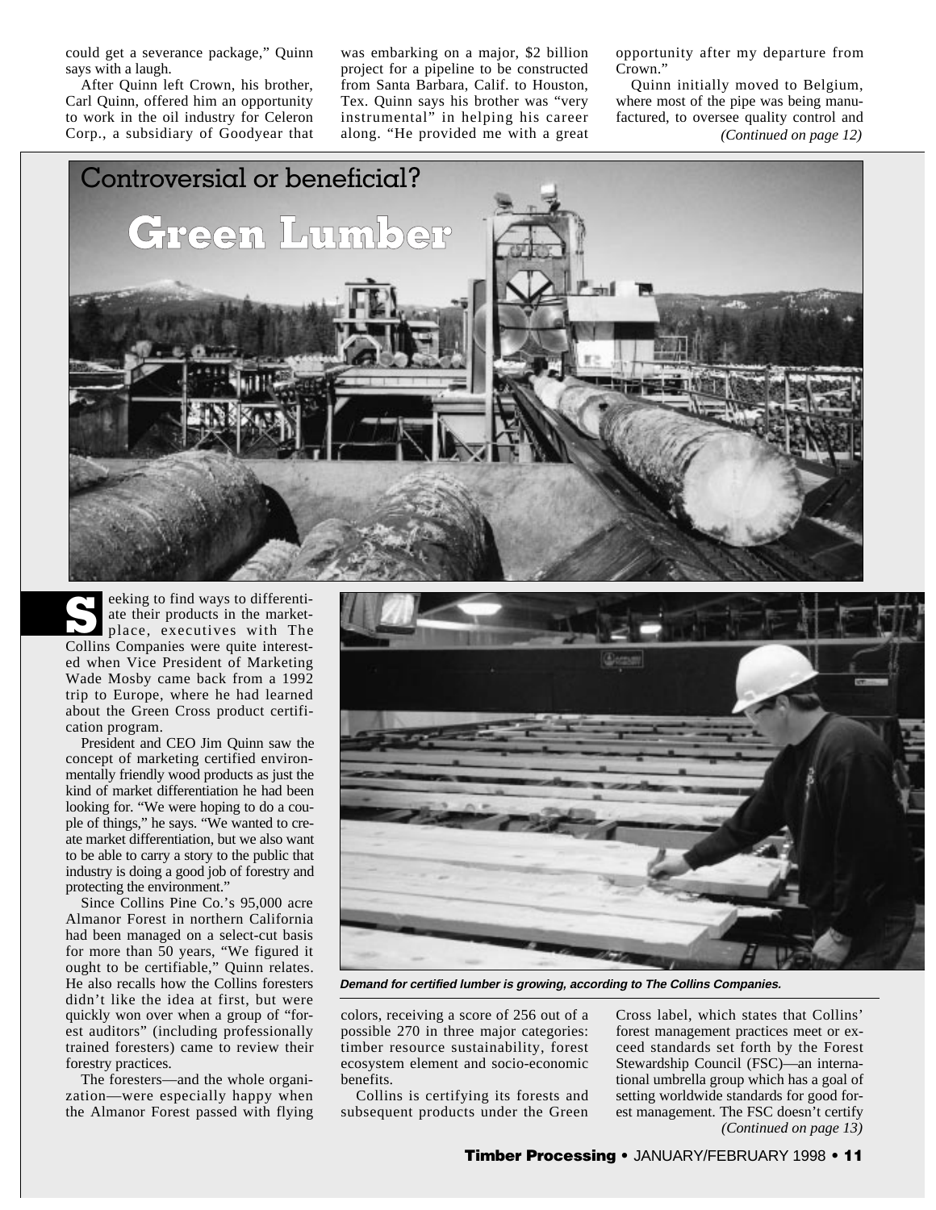could get a severance package," Quinn says with a laugh.

After Quinn left Crown, his brother, Carl Quinn, offered him an opportunity to work in the oil industry for Celeron Corp., a subsidiary of Goodyear that was embarking on a major, $2 billion project for a pipeline to be constructed from Santa Barbara, Calif. to Houston, Tex. Quinn says his brother was "very instrumental" in helping his career along. "He provided me with a great opportunity after my departure from Crown."

Quinn initially moved to Belgium, where most of the pipe was being manufactured, to oversee quality control and *(Continued on page 12)*

## Controversial or beneficial?

# Green Lumber

**S**eeking to find ways to differentiate their products in the marketplace, executives with The Collins Companies were quite interested when Vice President of Marketing Wade Mosby came back from a 1992 trip to Europe, where he had learned about the Green Cross product certification program.

President and CEO Jim Quinn saw the concept of marketing certified environmentally friendly wood products as just the kind of market differentiation he had been looking for. "We were hoping to do a couple of things," he says. "We wanted to create market differentiation, but we also want to be able to carry a story to the public that industry is doing a good job of forestry and protecting the environment."

Since Collins Pine Co.'s 95,000 acre Almanor Forest in northern California had been managed on a select-cut basis for more than 50 years, "We figured it ought to be certifiable," Quinn relates. He also recalls how the Collins foresters didn't like the idea at first, but were quickly won over when a group of "forest auditors" (including professionally trained foresters) came to review their forestry practices.

The foresters—and the whole organization—were especially happy when the Almanor Forest passed with flying colors, receiving a score of 256 out of a possible 270 in three major categories: timber resource sustainability, forest ecosystem element and socio-economic benefits.

Collins is certifying its forests and subsequent products under the Green Cross label, which states that Collins' forest management practices meet or exceed standards set forth by the Forest Stewardship Council (FSC)—an international umbrella group which has a goal of setting worldwide standards for good forest management. The FSC doesn't certify *(Continued on page 13)*

***Demand for certified lumber is growing, according to The Collins Companies.***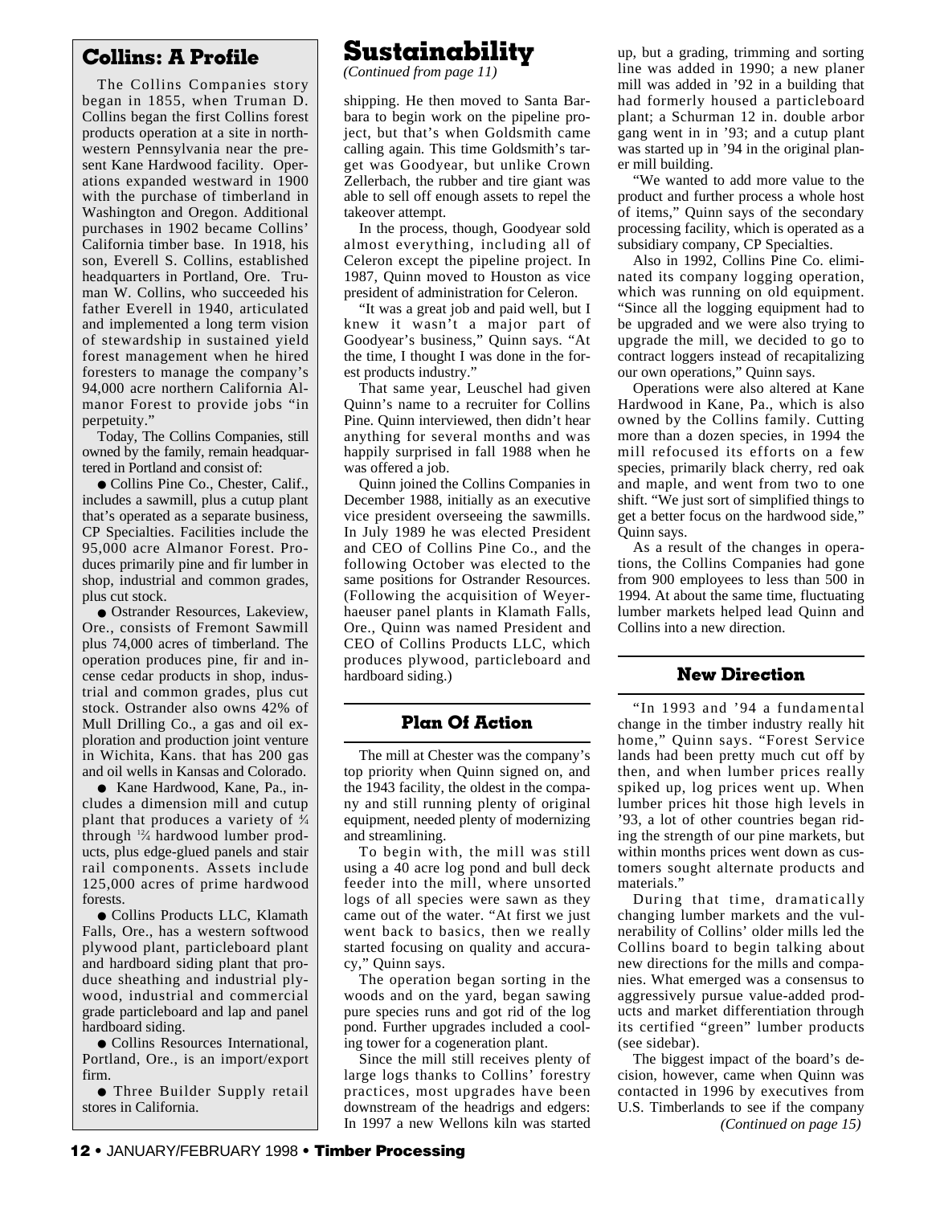## Collins: A Profile

The Collins Companies story began in 1855, when Truman D. Collins began the first Collins forest products operation at a site in northwestern Pennsylvania near the present Kane Hardwood facility. Operations expanded westward in 1900 with the purchase of timberland in Washington and Oregon. Additional purchases in 1902 became Collins' California timber base. In 1918, his son, Everell S. Collins, established headquarters in Portland, Ore. Truman W. Collins, who succeeded his father Everell in 1940, articulated and implemented a long term vision of stewardship in sustained yield forest management when he hired foresters to manage the company's 94,000 acre northern California Almanor Forest to provide jobs "in perpetuity."

Today, The Collins Companies, still owned by the family, remain headquartered in Portland and consist of:

- Collins Pine Co., Chester, Calif., includes a sawmill, plus a cutup plant that's operated as a separate business, CP Specialties. Facilities include the 95,000 acre Almanor Forest. Produces primarily pine and fir lumber in shop, industrial and common grades, plus cut stock.
- Ostrander Resources, Lakeview, Ore., consists of Fremont Sawmill plus 74,000 acres of timberland. The operation produces pine, fir and incense cedar products in shop, industrial and common grades, plus cut stock. Ostrander also owns 42% of Mull Drilling Co., a gas and oil exploration and production joint venture in Wichita, Kans. that has 200 gas and oil wells in Kansas and Colorado.
- Kane Hardwood, Kane, Pa., includes a dimension mill and cutup plant that produces a variety of ¾ through 1¾ hardwood lumber products, plus edge-glued panels and stair rail components. Assets include 125,000 acres of prime hardwood forests.
- Collins Products LLC, Klamath Falls, Ore., has a western softwood plywood plant, particleboard plant and hardboard siding plant that produce sheathing and industrial plywood, industrial and commercial grade particleboard and lap and panel hardboard siding.
- Collins Resources International, Portland, Ore., is an import/export firm.
- Three Builder Supply retail stores in California.

# Sustainability

*(Continued from page 11)*

shipping. He then moved to Santa Barbara to begin work on the pipeline project, but that's when Goldsmith came calling again. This time Goldsmith's target was Goodyear, but unlike Crown Zellerbach, the rubber and tire giant was able to sell off enough assets to repel the takeover attempt.

In the process, though, Goodyear sold almost everything, including all of Celeron except the pipeline project. In 1987, Quinn moved to Houston as vice president of administration for Celeron.

"It was a great job and paid well, but I knew it wasn't a major part of Goodyear's business," Quinn says. "At the time, I thought I was done in the forest products industry."

That same year, Leuschel had given Quinn's name to a recruiter for Collins Pine. Quinn interviewed, then didn't hear anything for several months and was happily surprised in fall 1988 when he was offered a job.

Quinn joined the Collins Companies in December 1988, initially as an executive vice president overseeing the sawmills. In July 1989 he was elected President and CEO of Collins Pine Co., and the following October was elected to the same positions for Ostrander Resources. (Following the acquisition of Weyerhaeuser panel plants in Klamath Falls, Ore., Quinn was named President and CEO of Collins Products LLC, which produces plywood, particleboard and hardboard siding.)

### Plan Of Action

The mill at Chester was the company's top priority when Quinn signed on, and the 1943 facility, the oldest in the company and still running plenty of original equipment, needed plenty of modernizing and streamlining.

To begin with, the mill was still using a 40 acre log pond and bull deck feeder into the mill, where unsorted logs of all species were sawn as they came out of the water. "At first we just went back to basics, then we really started focusing on quality and accuracy," Quinn says.

The operation began sorting in the woods and on the yard, began sawing pure species runs and got rid of the log pond. Further upgrades included a cooling tower for a cogeneration plant.

Since the mill still receives plenty of large logs thanks to Collins' forestry practices, most upgrades have been downstream of the headrigs and edgers: In 1997 a new Wellons kiln was started up, but a grading, trimming and sorting line was added in 1990; a new planer mill was added in '92 in a building that had formerly housed a particleboard plant; a Schurman 12 in. double arbor gang went in in '93; and a cutup plant was started up in '94 in the original planer mill building.

"We wanted to add more value to the product and further process a whole host of items," Quinn says of the secondary processing facility, which is operated as a subsidiary company, CP Specialties.

Also in 1992, Collins Pine Co. eliminated its company logging operation, which was running on old equipment. "Since all the logging equipment had to be upgraded and we were also trying to upgrade the mill, we decided to go to contract loggers instead of recapitalizing our own operations," Quinn says.

Operations were also altered at Kane Hardwood in Kane, Pa., which is also owned by the Collins family. Cutting more than a dozen species, in 1994 the mill refocused its efforts on a few species, primarily black cherry, red oak and maple, and went from two to one shift. "We just sort of simplified things to get a better focus on the hardwood side," Quinn says.

As a result of the changes in operations, the Collins Companies had gone from 900 employees to less than 500 in 1994. At about the same time, fluctuating lumber markets helped lead Quinn and Collins into a new direction.

### New Direction

"In 1993 and '94 a fundamental change in the timber industry really hit home," Quinn says. "Forest Service lands had been pretty much cut off by then, and when lumber prices really spiked up, log prices went up. When lumber prices hit those high levels in '93, a lot of other countries began riding the strength of our pine markets, but within months prices went down as customers sought alternate products and materials."

During that time, dramatically changing lumber markets and the vulnerability of Collins' older mills led the Collins board to begin talking about new directions for the mills and companies. What emerged was a consensus to aggressively pursue value-added products and market differentiation through its certified "green" lumber products (see sidebar).

The biggest impact of the board's decision, however, came when Quinn was contacted in 1996 by executives from U.S. Timberlands to see if the company

*(Continued on page 15)*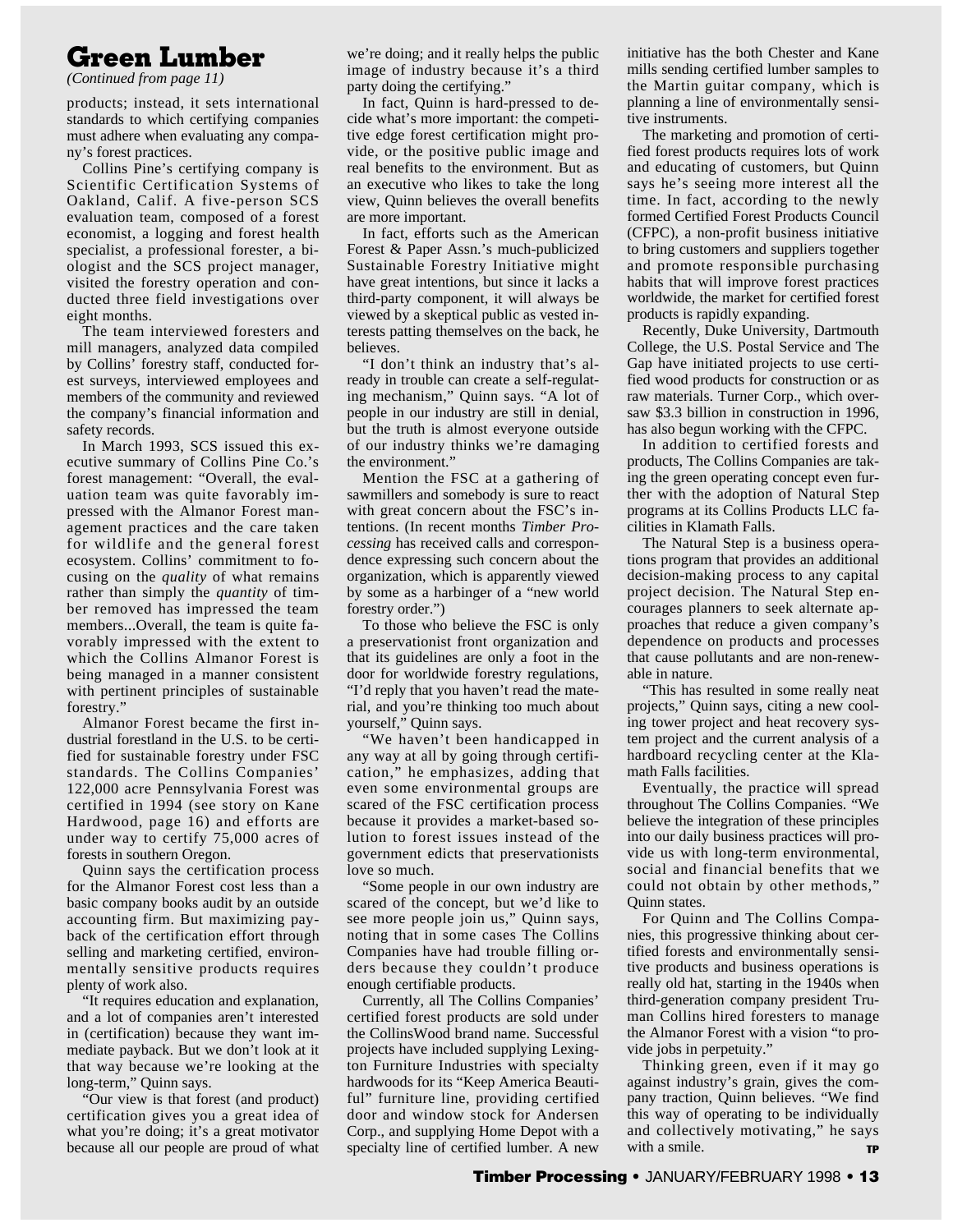## Green Lumber

*(Continued from page 11)*

products; instead, it sets international standards to which certifying companies must adhere when evaluating any company's forest practices.

Collins Pine's certifying company is Scientific Certification Systems of Oakland, Calif. A five-person SCS evaluation team, composed of a forest economist, a logging and forest health specialist, a professional forester, a biologist and the SCS project manager, visited the forestry operation and conducted three field investigations over eight months.

The team interviewed foresters and mill managers, analyzed data compiled by Collins' forestry staff, conducted forest surveys, interviewed employees and members of the community and reviewed the company's financial information and safety records.

In March 1993, SCS issued this executive summary of Collins Pine Co.'s forest management: "Overall, the evaluation team was quite favorably impressed with the Almanor Forest management practices and the care taken for wildlife and the general forest ecosystem. Collins' commitment to focusing on the *quality* of what remains rather than simply the *quantity* of timber removed has impressed the team members...Overall, the team is quite favorably impressed with the extent to which the Collins Almanor Forest is being managed in a manner consistent with pertinent principles of sustainable forestry."

Almanor Forest became the first industrial forestland in the U.S. to be certified for sustainable forestry under FSC standards. The Collins Companies' 122,000 acre Pennsylvania Forest was certified in 1994 (see story on Kane Hardwood, page 16) and efforts are under way to certify 75,000 acres of forests in southern Oregon.

Quinn says the certification process for the Almanor Forest cost less than a basic company books audit by an outside accounting firm. But maximizing payback of the certification effort through selling and marketing certified, environmentally sensitive products requires plenty of work also.

"It requires education and explanation, and a lot of companies aren't interested in (certification) because they want immediate payback. But we don't look at it that way because we're looking at the long-term," Quinn says.

"Our view is that forest (and product) certification gives you a great idea of what you're doing; it's a great motivator because all our people are proud of what we're doing; and it really helps the public image of industry because it's a third party doing the certifying."

In fact, Quinn is hard-pressed to decide what's more important: the competitive edge forest certification might provide, or the positive public image and real benefits to the environment. But as an executive who likes to take the long view, Quinn believes the overall benefits are more important.

In fact, efforts such as the American Forest & Paper Assn.'s much-publicized Sustainable Forestry Initiative might have great intentions, but since it lacks a third-party component, it will always be viewed by a skeptical public as vested interests patting themselves on the back, he believes.

"I don't think an industry that's already in trouble can create a self-regulating mechanism," Quinn says. "A lot of people in our industry are still in denial, but the truth is almost everyone outside of our industry thinks we're damaging the environment."

Mention the FSC at a gathering of sawmillers and somebody is sure to react with great concern about the FSC's intentions. (In recent months *Timber Processing* has received calls and correspondence expressing such concern about the organization, which is apparently viewed by some as a harbinger of a "new world forestry order.")

To those who believe the FSC is only a preservationist front organization and that its guidelines are only a foot in the door for worldwide forestry regulations, "I'd reply that you haven't read the material, and you're thinking too much about yourself," Quinn says.

"We haven't been handicapped in any way at all by going through certification," he emphasizes, adding that even some environmental groups are scared of the FSC certification process because it provides a market-based solution to forest issues instead of the government edicts that preservationists love so much.

"Some people in our own industry are scared of the concept, but we'd like to see more people join us," Quinn says, noting that in some cases The Collins Companies have had trouble filling orders because they couldn't produce enough certifiable products.

Currently, all The Collins Companies' certified forest products are sold under the CollinsWood brand name. Successful projects have included supplying Lexington Furniture Industries with specialty hardwoods for its "Keep America Beautiful" furniture line, providing certified door and window stock for Andersen Corp., and supplying Home Depot with a specialty line of certified lumber. A new initiative has the both Chester and Kane mills sending certified lumber samples to the Martin guitar company, which is planning a line of environmentally sensitive instruments.

The marketing and promotion of certified forest products requires lots of work and educating of customers, but Quinn says he's seeing more interest all the time. In fact, according to the newly formed Certified Forest Products Council (CFPC), a non-profit business initiative to bring customers and suppliers together and promote responsible purchasing habits that will improve forest practices worldwide, the market for certified forest products is rapidly expanding.

Recently, Duke University, Dartmouth College, the U.S. Postal Service and The Gap have initiated projects to use certified wood products for construction or as raw materials. Turner Corp., which oversaw $3.3 billion in construction in 1996, has also begun working with the CFPC.

In addition to certified forests and products, The Collins Companies are taking the green operating concept even further with the adoption of Natural Step programs at its Collins Products LLC facilities in Klamath Falls.

The Natural Step is a business operations program that provides an additional decision-making process to any capital project decision. The Natural Step encourages planners to seek alternate approaches that reduce a given company's dependence on products and processes that cause pollutants and are non-renewable in nature.

"This has resulted in some really neat projects," Quinn says, citing a new cooling tower project and heat recovery system project and the current analysis of a hardboard recycling center at the Klamath Falls facilities.

Eventually, the practice will spread throughout The Collins Companies. "We believe the integration of these principles into our daily business practices will provide us with long-term environmental, social and financial benefits that we could not obtain by other methods," Quinn states.

For Quinn and The Collins Companies, this progressive thinking about certified forests and environmentally sensitive products and business operations is really old hat, starting in the 1940s when third-generation company president Truman Collins hired foresters to manage the Almanor Forest with a vision "to provide jobs in perpetuity."

Thinking green, even if it may go against industry's grain, gives the company traction, Quinn believes. "We find this way of operating to be individually and collectively motivating," he says with a smile. **TP**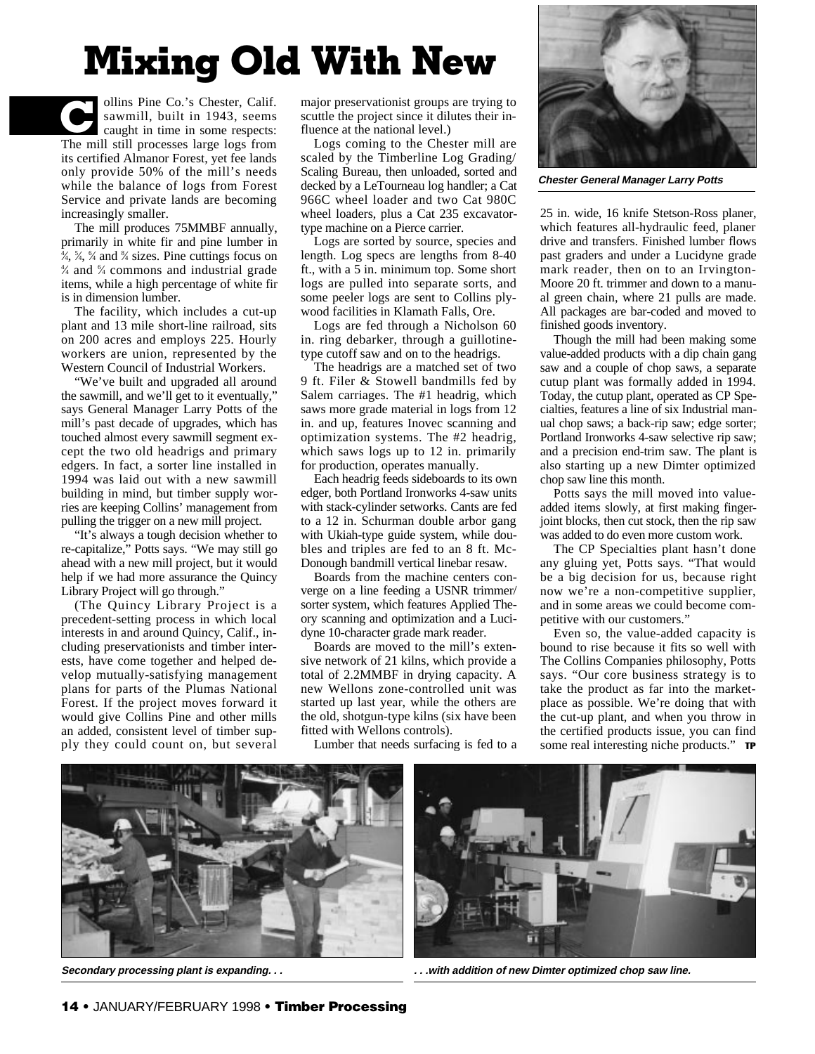# Mixing Old With New

Collins Pine Co.'s Chester, Calif. sawmill, built in 1943, seems caught in time in some respects: The mill still processes large logs from its certified Almanor Forest, yet fee lands only provide 50% of the mill's needs while the balance of logs from Forest Service and private lands are becoming increasingly smaller.

The mill produces 75MMBF annually, primarily in white fir and pine lumber in 4/4, 5/4, 6/4 and 8/4 sizes. Pine cuttings focus on 4/4 and 5/4 commons and industrial grade items, while a high percentage of white fir is in dimension lumber.

The facility, which includes a cut-up plant and 13 mile short-line railroad, sits on 200 acres and employs 225. Hourly workers are union, represented by the Western Council of Industrial Workers.

"We've built and upgraded all around the sawmill, and we'll get to it eventually," says General Manager Larry Potts of the mill's past decade of upgrades, which has touched almost every sawmill segment except the two old headrigs and primary edgers. In fact, a sorter line installed in 1994 was laid out with a new sawmill building in mind, but timber supply worries are keeping Collins' management from pulling the trigger on a new mill project.

"It's always a tough decision whether to re-capitalize," Potts says. "We may still go ahead with a new mill project, but it would help if we had more assurance the Quincy Library Project will go through."

(The Quincy Library Project is a precedent-setting process in which local interests in and around Quincy, Calif., including preservationists and timber interests, have come together and helped develop mutually-satisfying management plans for parts of the Plumas National Forest. If the project moves forward it would give Collins Pine and other mills an added, consistent level of timber supply they could count on, but several major preservationist groups are trying to scuttle the project since it dilutes their influence at the national level.)

Logs coming to the Chester mill are scaled by the Timberline Log Grading/Scaling Bureau, then unloaded, sorted and decked by a LeTourneau log handler; a Cat 966C wheel loader and two Cat 980C wheel loaders, plus a Cat 235 excavator-type machine on a Pierce carrier.

Logs are sorted by source, species and length. Log specs are lengths from 8-40 ft., with a 5 in. minimum top. Some short logs are pulled into separate sorts, and some peeler logs are sent to Collins plywood facilities in Klamath Falls, Ore.

Logs are fed through a Nicholson 60 in. ring debarker, through a guillotine-type cutoff saw and on to the headrigs.

The headrigs are a matched set of two 9 ft. Filer & Stowell bandmills fed by Salem carriages. The #1 headrig, which saws more grade material in logs from 12 in. and up, features Inovec scanning and optimization systems. The #2 headrig, which saws logs up to 12 in. primarily for production, operates manually.

Each headrig feeds sideboards to its own edger, both Portland Ironworks 4-saw units with stack-cylinder setworks. Cants are fed to a 12 in. Schurman double arbor gang with Ukiah-type guide system, while doubles and triples are fed to an 8 ft. McDonough bandmill vertical linebar resaw.

Boards from the machine centers converge on a line feeding a USNR trimmer/sorter system, which features Applied Theory scanning and optimization and a Lucidyne 10-character grade mark reader.

Boards are moved to the mill's extensive network of 21 kilns, which provide a total of 2.2MMBF in drying capacity. A new Wellons zone-controlled unit was started up last year, while the others are the old, shotgun-type kilns (six have been fitted with Wellons controls).

Lumber that needs surfacing is fed to a 25 in. wide, 16 knife Stetson-Ross planer, which features all-hydraulic feed, planer drive and transfers. Finished lumber flows past graders and under a Lucidyne grade mark reader, then on to an Irvington-Moore 20 ft. trimmer and down to a manual green chain, where 21 pulls are made. All packages are bar-coded and moved to finished goods inventory.

Though the mill had been making some value-added products with a dip chain gang saw and a couple of chop saws, a separate cutup plant was formally added in 1994. Today, the cutup plant, operated as CP Specialties, features a line of six Industrial manual chop saws; a back-rip saw; edge sorter; Portland Ironworks 4-saw selective rip saw; and a precision end-trim saw. The plant is also starting up a new Dimter optimized chop saw line this month.

Potts says the mill moved into value-added items slowly, at first making finger-joint blocks, then cut stock, then the rip saw was added to do even more custom work.

The CP Specialties plant hasn't done any gluing yet, Potts says. "That would be a big decision for us, because right now we're a non-competitive supplier, and in some areas we could become competitive with our customers."

Even so, the value-added capacity is bound to rise because it fits so well with The Collins Companies philosophy, Potts says. "Our core business strategy is to take the product as far into the marketplace as possible. We're doing that with the cut-up plant, and when you throw in the certified products issue, you can find some real interesting niche products." **TP**

*Chester General Manager Larry Potts*

*Secondary processing plant is expanding. . .*

*. . .with addition of new Dimter optimized chop saw line.*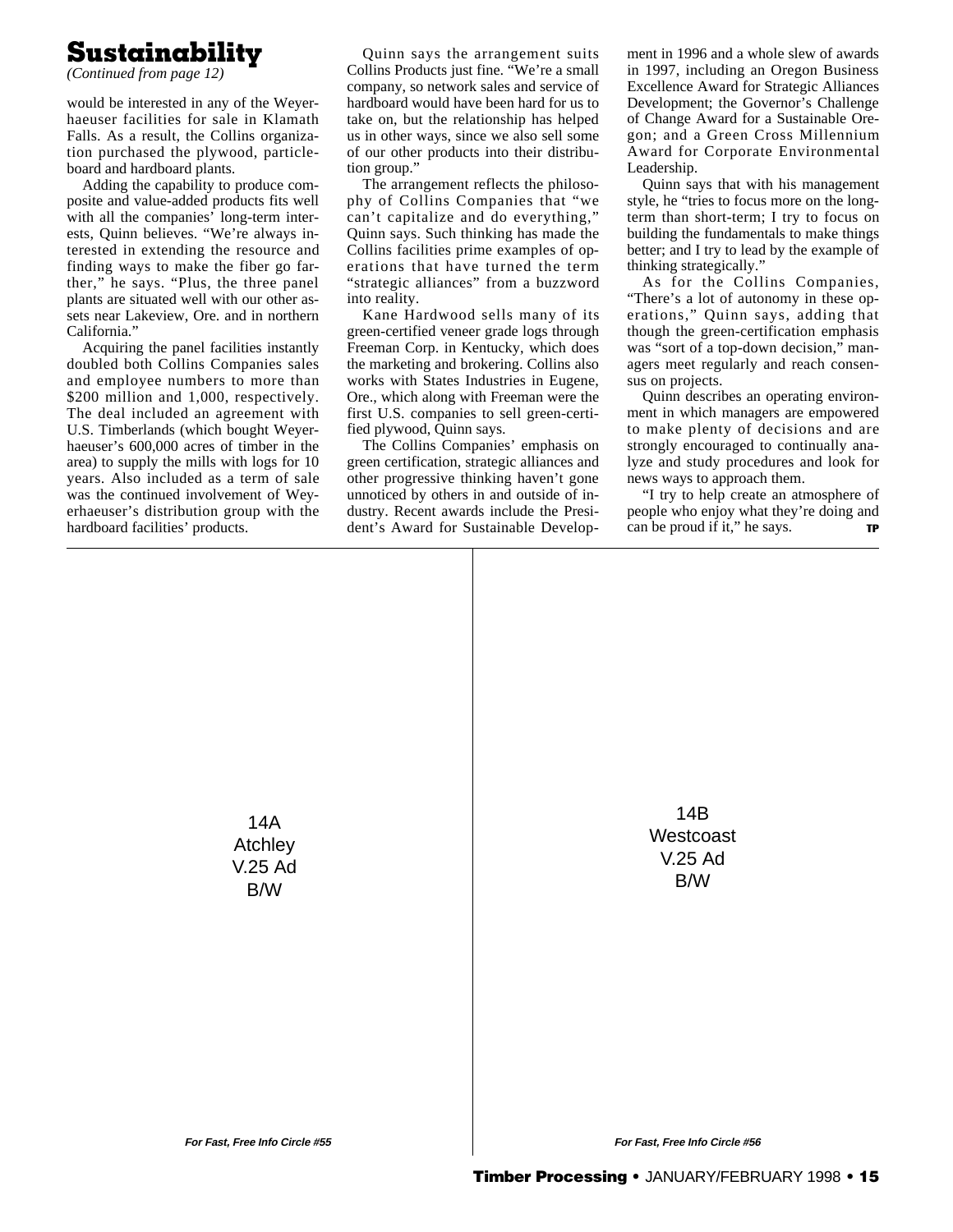# Sustainability

*(Continued from page 12)*

would be interested in any of the Weyerhaeuser facilities for sale in Klamath Falls. As a result, the Collins organization purchased the plywood, particleboard and hardboard plants.

Adding the capability to produce composite and value-added products fits well with all the companies' long-term interests, Quinn believes. "We're always interested in extending the resource and finding ways to make the fiber go farther," he says. "Plus, the three panel plants are situated well with our other assets near Lakeview, Ore. and in northern California."

Acquiring the panel facilities instantly doubled both Collins Companies sales and employee numbers to more than $200 million and 1,000, respectively. The deal included an agreement with U.S. Timberlands (which bought Weyerhaeuser's 600,000 acres of timber in the area) to supply the mills with logs for 10 years. Also included as a term of sale was the continued involvement of Weyerhaeuser's distribution group with the hardboard facilities' products.

Quinn says the arrangement suits Collins Products just fine. "We're a small company, so network sales and service of hardboard would have been hard for us to take on, but the relationship has helped us in other ways, since we also sell some of our other products into their distribution group."

The arrangement reflects the philosophy of Collins Companies that "we can't capitalize and do everything," Quinn says. Such thinking has made the Collins facilities prime examples of operations that have turned the term "strategic alliances" from a buzzword into reality.

Kane Hardwood sells many of its green-certified veneer grade logs through Freeman Corp. in Kentucky, which does the marketing and brokering. Collins also works with States Industries in Eugene, Ore., which along with Freeman were the first U.S. companies to sell green-certified plywood, Quinn says.

The Collins Companies' emphasis on green certification, strategic alliances and other progressive thinking haven't gone unnoticed by others in and outside of industry. Recent awards include the President's Award for Sustainable Development in 1996 and a whole slew of awards in 1997, including an Oregon Business Excellence Award for Strategic Alliances Development; the Governor's Challenge of Change Award for a Sustainable Oregon; and a Green Cross Millennium Award for Corporate Environmental Leadership.

Quinn says that with his management style, he "tries to focus more on the long-term than short-term; I try to focus on building the fundamentals to make things better; and I try to lead by the example of thinking strategically."

As for the Collins Companies, "There's a lot of autonomy in these operations," Quinn says, adding that though the green-certification emphasis was "sort of a top-down decision," managers meet regularly and reach consensus on projects.

Quinn describes an operating environment in which managers are empowered to make plenty of decisions and are strongly encouraged to continually analyze and study procedures and look for news ways to approach them.

"I try to help create an atmosphere of people who enjoy what they're doing and can be proud if it," he says. **TP**

14A
Atchley
V.25 Ad
B/W

***For Fast, Free Info Circle #55***

14B
Westcoast
V.25 Ad
B/W

***For Fast, Free Info Circle #56***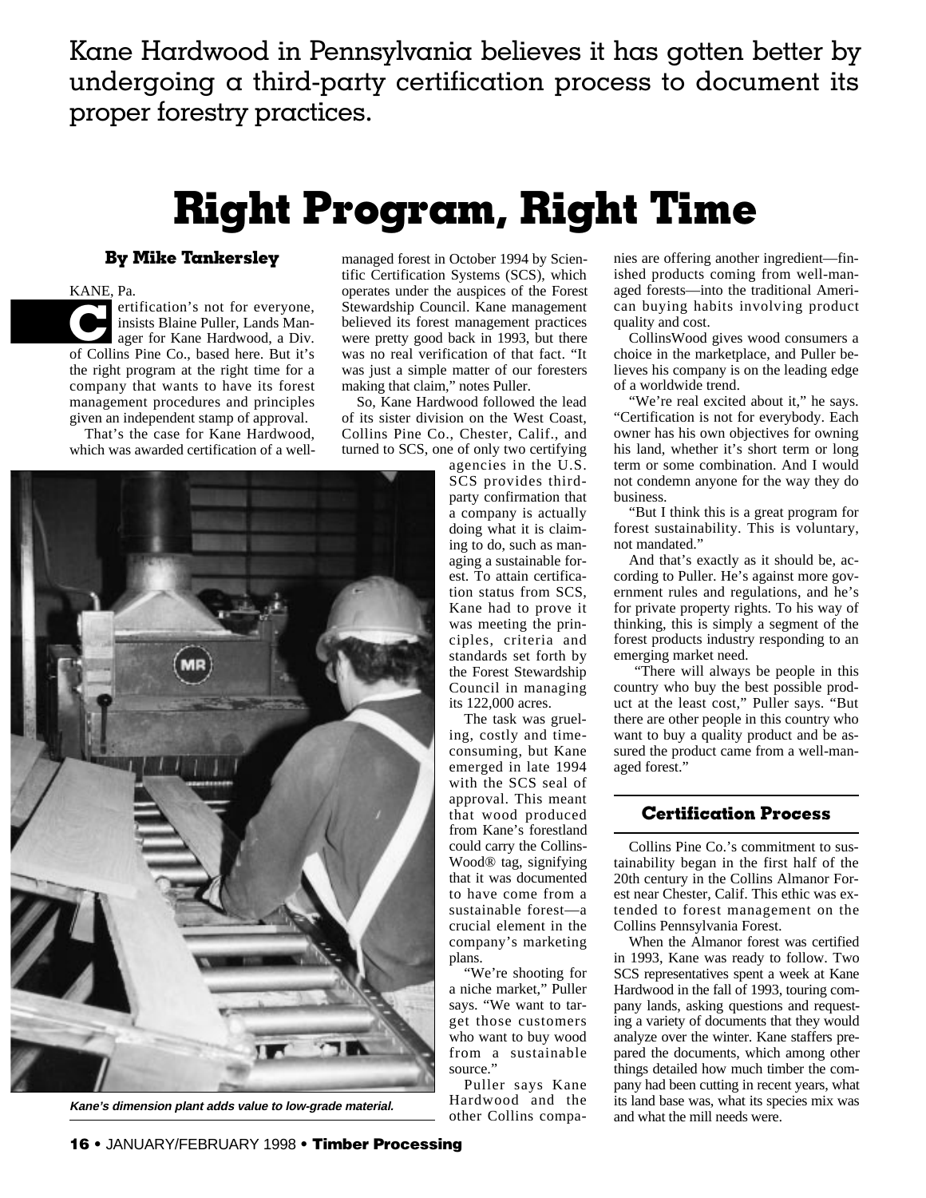Kane Hardwood in Pennsylvania believes it has gotten better by undergoing a third-party certification process to document its proper forestry practices.

# Right Program, Right Time

**By Mike Tankersley**

KANE, Pa.

Certification's not for everyone, insists Blaine Puller, Lands Manager for Kane Hardwood, a Div. of Collins Pine Co., based here. But it's the right program at the right time for a company that wants to have its forest management procedures and principles given an independent stamp of approval.

That's the case for Kane Hardwood, which was awarded certification of a well-managed forest in October 1994 by Scientific Certification Systems (SCS), which operates under the auspices of the Forest Stewardship Council. Kane management believed its forest management practices were pretty good back in 1993, but there was no real verification of that fact. "It was just a simple matter of our foresters making that claim," notes Puller.

So, Kane Hardwood followed the lead of its sister division on the West Coast, Collins Pine Co., Chester, Calif., and turned to SCS, one of only two certifying agencies in the U.S. SCS provides third-party confirmation that a company is actually doing what it is claiming to do, such as managing a sustainable forest. To attain certification status from SCS, Kane had to prove it was meeting the principles, criteria and standards set forth by the Forest Stewardship Council in managing its 122,000 acres.

The task was grueling, costly and time-consuming, but Kane emerged in late 1994 with the SCS seal of approval. This meant that wood produced from Kane's forestland could carry the CollinsWood® tag, signifying that it was documented to have come from a sustainable forest—a crucial element in the company's marketing plans.

"We're shooting for a niche market," Puller says. "We want to target those customers who want to buy wood from a sustainable source."

Puller says Kane Hardwood and the other Collins companies are offering another ingredient—finished products coming from well-managed forests—into the traditional American buying habits involving product quality and cost.

CollinsWood gives wood consumers a choice in the marketplace, and Puller believes his company is on the leading edge of a worldwide trend.

"We're real excited about it," he says. "Certification is not for everybody. Each owner has his own objectives for owning his land, whether it's short term or long term or some combination. And I would not condemn anyone for the way they do business.

"But I think this is a great program for forest sustainability. This is voluntary, not mandated."

And that's exactly as it should be, according to Puller. He's against more government rules and regulations, and he's for private property rights. To his way of thinking, this is simply a segment of the forest products industry responding to an emerging market need.

"There will always be people in this country who buy the best possible product at the least cost," Puller says. "But there are other people in this country who want to buy a quality product and be assured the product came from a well-managed forest."

*Kane's dimension plant adds value to low-grade material.*

## Certification Process

Collins Pine Co.'s commitment to sustainability began in the first half of the 20th century in the Collins Almanor Forest near Chester, Calif. This ethic was extended to forest management on the Collins Pennsylvania Forest.

When the Almanor forest was certified in 1993, Kane was ready to follow. Two SCS representatives spent a week at Kane Hardwood in the fall of 1993, touring company lands, asking questions and requesting a variety of documents that they would analyze over the winter. Kane staffers prepared the documents, which among other things detailed how much timber the company had been cutting in recent years, what its land base was, what its species mix was and what the mill needs were.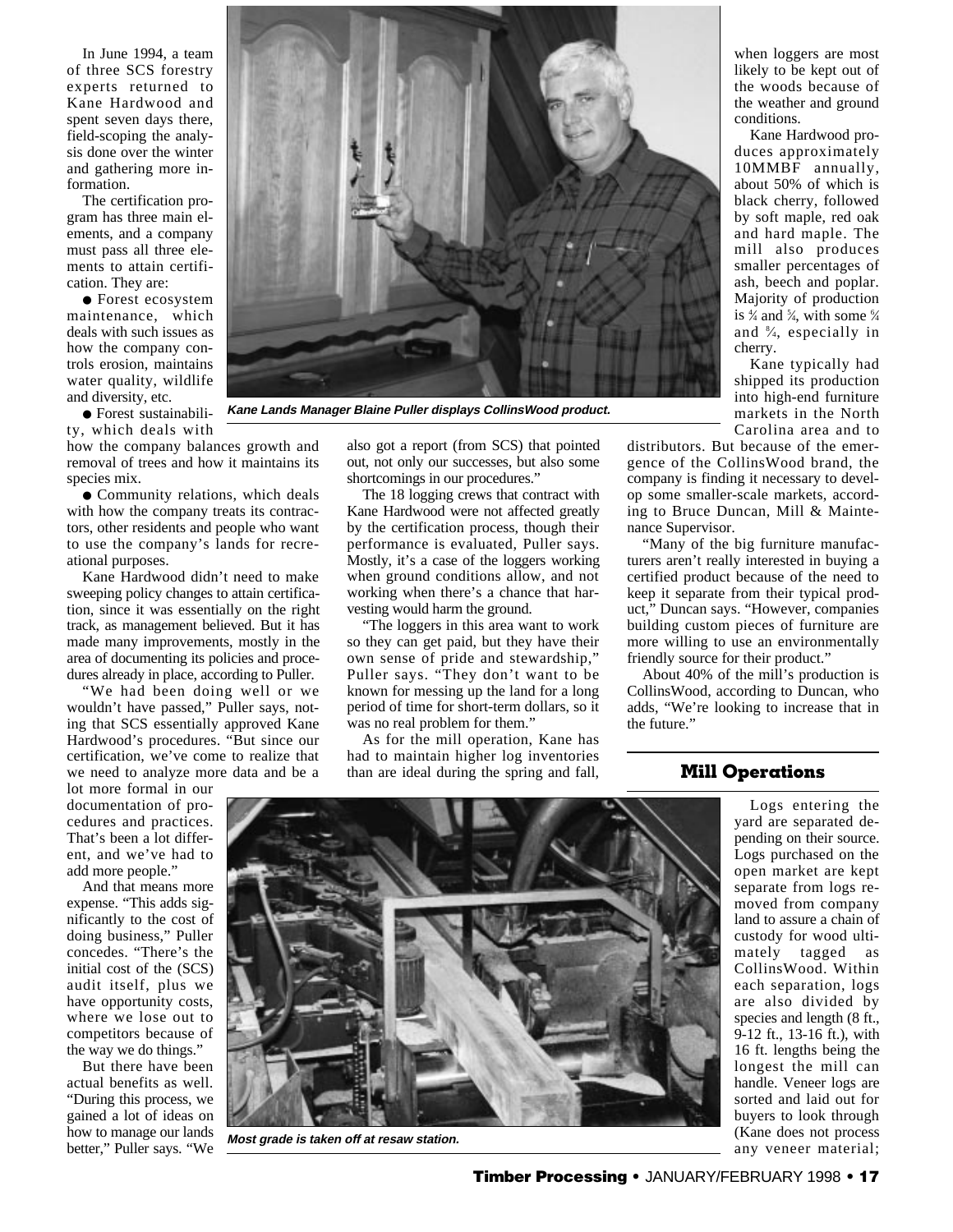In June 1994, a team of three SCS forestry experts returned to Kane Hardwood and spent seven days there, field-scoping the analysis done over the winter and gathering more information.

The certification program has three main elements, and a company must pass all three elements to attain certification. They are:

- Forest ecosystem maintenance, which deals with such issues as how the company controls erosion, maintains water quality, wildlife and diversity, etc.
- Forest sustainability, which deals with how the company balances growth and removal of trees and how it maintains its species mix.
- Community relations, which deals with how the company treats its contractors, other residents and people who want to use the company's lands for recreational purposes.

Kane Hardwood didn't need to make sweeping policy changes to attain certification, since it was essentially on the right track, as management believed. But it has made many improvements, mostly in the area of documenting its policies and procedures already in place, according to Puller.

"We had been doing well or we wouldn't have passed," Puller says, noting that SCS essentially approved Kane Hardwood's procedures. "But since our certification, we've come to realize that we need to analyze more data and be a lot more formal in our documentation of procedures and practices. That's been a lot different, and we've had to add more people."

And that means more expense. "This adds significantly to the cost of doing business," Puller concedes. "There's the initial cost of the (SCS) audit itself, plus we have opportunity costs, where we lose out to competitors because of the way we do things."

But there have been actual benefits as well. "During this process, we gained a lot of ideas on how to manage our lands better," Puller says. "We also got a report (from SCS) that pointed out, not only our successes, but also some shortcomings in our procedures."

*Kane Lands Manager Blaine Puller displays CollinsWood product.*

The 18 logging crews that contract with Kane Hardwood were not affected greatly by the certification process, though their performance is evaluated, Puller says. Mostly, it's a case of the loggers working when ground conditions allow, and not working when there's a chance that harvesting would harm the ground.

"The loggers in this area want to work so they can get paid, but they have their own sense of pride and stewardship," Puller says. "They don't want to be known for messing up the land for a long period of time for short-term dollars, so it was no real problem for them."

As for the mill operation, Kane has had to maintain higher log inventories than are ideal during the spring and fall, when loggers are most likely to be kept out of the woods because of the weather and ground conditions.

Kane Hardwood produces approximately 10MMBF annually, about 50% of which is black cherry, followed by soft maple, red oak and hard maple. The mill also produces smaller percentages of ash, beech and poplar. Majority of production is 4/4 and 5/4, with some 6/4 and 8/4, especially in cherry.

Kane typically had shipped its production into high-end furniture markets in the North Carolina area and to distributors. But because of the emergence of the CollinsWood brand, the company is finding it necessary to develop some smaller-scale markets, according to Bruce Duncan, Mill & Maintenance Supervisor.

"Many of the big furniture manufacturers aren't really interested in buying a certified product because of the need to keep it separate from their typical product," Duncan says. "However, companies building custom pieces of furniture are more willing to use an environmentally friendly source for their product."

About 40% of the mill's production is CollinsWood, according to Duncan, who adds, "We're looking to increase that in the future."

## Mill Operations

Logs entering the yard are separated depending on their source. Logs purchased on the open market are kept separate from logs removed from company land to assure a chain of custody for wood ultimately tagged as CollinsWood. Within each separation, logs are also divided by species and length (8 ft., 9-12 ft., 13-16 ft.), with 16 ft. lengths being the longest the mill can handle. Veneer logs are sorted and laid out for buyers to look through (Kane does not process any veneer material;

*Most grade is taken off at resaw station.*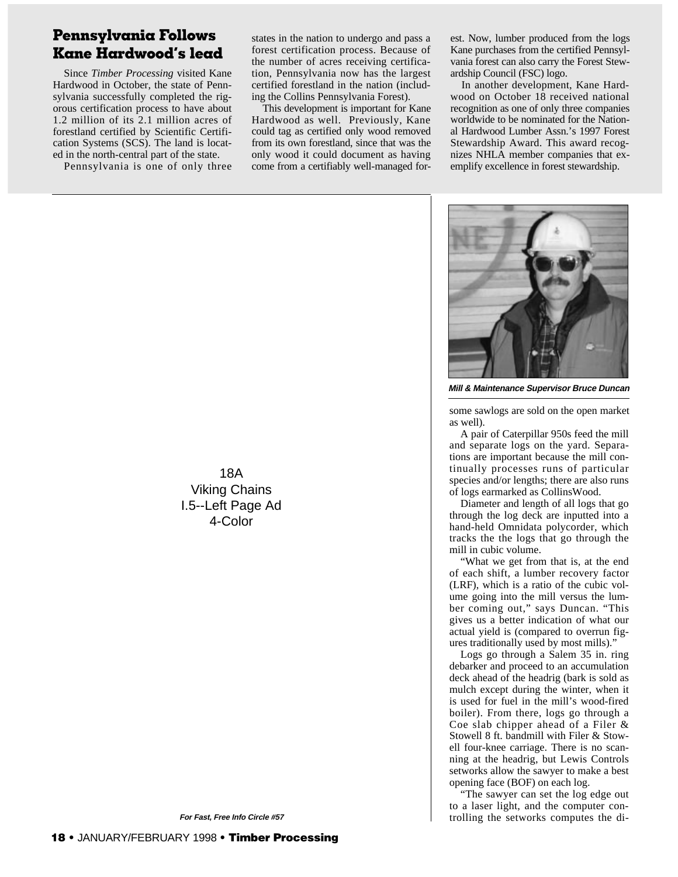## Pennsylvania Follows Kane Hardwood's lead

Since *Timber Processing* visited Kane Hardwood in October, the state of Pennsylvania successfully completed the rigorous certification process to have about 1.2 million of its 2.1 million acres of forestland certified by Scientific Certification Systems (SCS). The land is located in the north-central part of the state.

Pennsylvania is one of only three states in the nation to undergo and pass a forest certification process. Because of the number of acres receiving certification, Pennsylvania now has the largest certified forestland in the nation (including the Collins Pennsylvania Forest).

This development is important for Kane Hardwood as well. Previously, Kane could tag as certified only wood removed from its own forestland, since that was the only wood it could document as having come from a certifiably well-managed forest. Now, lumber produced from the logs Kane purchases from the certified Pennsylvania forest can also carry the Forest Stewardship Council (FSC) logo.

In another development, Kane Hardwood on October 18 received national recognition as one of only three companies worldwide to be nominated for the National Hardwood Lumber Assn.'s 1997 Forest Stewardship Award. This award recognizes NHLA member companies that exemplify excellence in forest stewardship.

---

18A
Viking Chains
I.5--Left Page Ad
4-Color

*For Fast, Free Info Circle #57*

---

*Mill & Maintenance Supervisor Bruce Duncan*

some sawlogs are sold on the open market as well).

A pair of Caterpillar 950s feed the mill and separate logs on the yard. Separations are important because the mill continually processes runs of particular species and/or lengths; there are also runs of logs earmarked as CollinsWood.

Diameter and length of all logs that go through the log deck are inputted into a hand-held Omnidata polycorder, which tracks the the logs that go through the mill in cubic volume.

"What we get from that is, at the end of each shift, a lumber recovery factor (LRF), which is a ratio of the cubic volume going into the mill versus the lumber coming out," says Duncan. "This gives us a better indication of what our actual yield is (compared to overrun figures traditionally used by most mills)."

Logs go through a Salem 35 in. ring debarker and proceed to an accumulation deck ahead of the headrig (bark is sold as mulch except during the winter, when it is used for fuel in the mill's wood-fired boiler). From there, logs go through a Coe slab chipper ahead of a Filer & Stowell 8 ft. bandmill with Filer & Stowell four-knee carriage. There is no scanning at the headrig, but Lewis Controls setworks allow the sawyer to make a best opening face (BOF) on each log.

"The sawyer can set the log edge out to a laser light, and the computer controlling the setworks computes the di-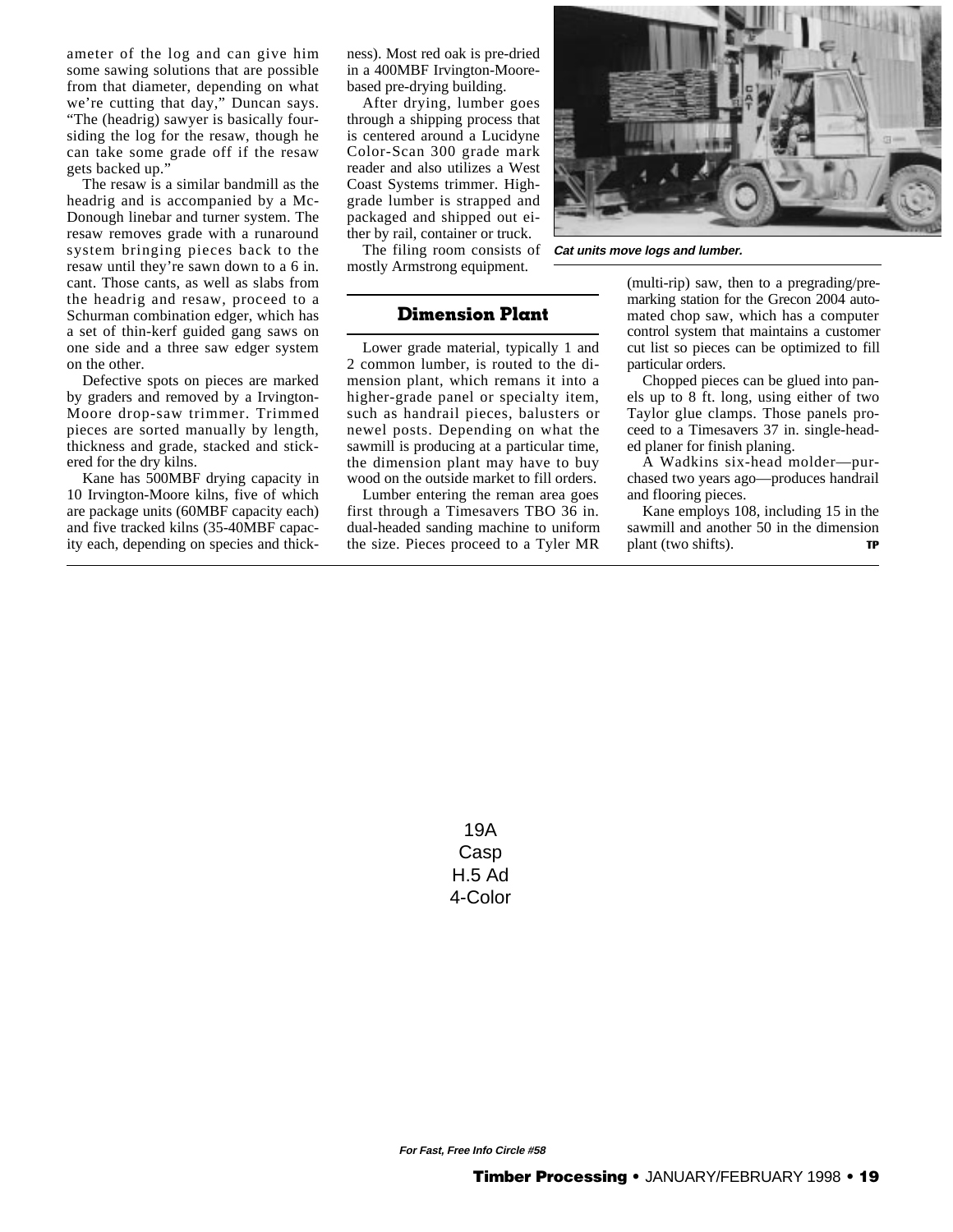ameter of the log and can give him some sawing solutions that are possible from that diameter, depending on what we're cutting that day," Duncan says. "The (headrig) sawyer is basically foursiding the log for the resaw, though he can take some grade off if the resaw gets backed up."

The resaw is a similar bandmill as the headrig and is accompanied by a McDonough linebar and turner system. The resaw removes grade with a runaround system bringing pieces back to the resaw until they're sawn down to a 6 in. cant. Those cants, as well as slabs from the headrig and resaw, proceed to a Schurman combination edger, which has a set of thin-kerf guided gang saws on one side and a three saw edger system on the other.

Defective spots on pieces are marked by graders and removed by a Irvington-Moore drop-saw trimmer. Trimmed pieces are sorted manually by length, thickness and grade, stacked and stickered for the dry kilns.

Kane has 500MBF drying capacity in 10 Irvington-Moore kilns, five of which are package units (60MBF capacity each) and five tracked kilns (35-40MBF capacity each, depending on species and thickness). Most red oak is pre-dried in a 400MBF Irvington-Moore-based pre-drying building.

After drying, lumber goes through a shipping process that is centered around a Lucidyne Color-Scan 300 grade mark reader and also utilizes a West Coast Systems trimmer. High-grade lumber is strapped and packaged and shipped out either by rail, container or truck.

The filing room consists of mostly Armstrong equipment.

*Cat units move logs and lumber.*

## Dimension Plant

Lower grade material, typically 1 and 2 common lumber, is routed to the dimension plant, which remans it into a higher-grade panel or specialty item, such as handrail pieces, balusters or newel posts. Depending on what the sawmill is producing at a particular time, the dimension plant may have to buy wood on the outside market to fill orders.

Lumber entering the reman area goes first through a Timesavers TBO 36 in. dual-headed sanding machine to uniform the size. Pieces proceed to a Tyler MR (multi-rip) saw, then to a pregrading/premarking station for the Grecon 2004 automated chop saw, which has a computer control system that maintains a customer cut list so pieces can be optimized to fill particular orders.

Chopped pieces can be glued into panels up to 8 ft. long, using either of two Taylor glue clamps. Those panels proceed to a Timesavers 37 in. single-headed planer for finish planing.

A Wadkins six-head molder—purchased two years ago—produces handrail and flooring pieces.

Kane employs 108, including 15 in the sawmill and another 50 in the dimension plant (two shifts). **TP**

19A
Casp
H.5 Ad
4-Color

**For Fast, Free Info Circle #58**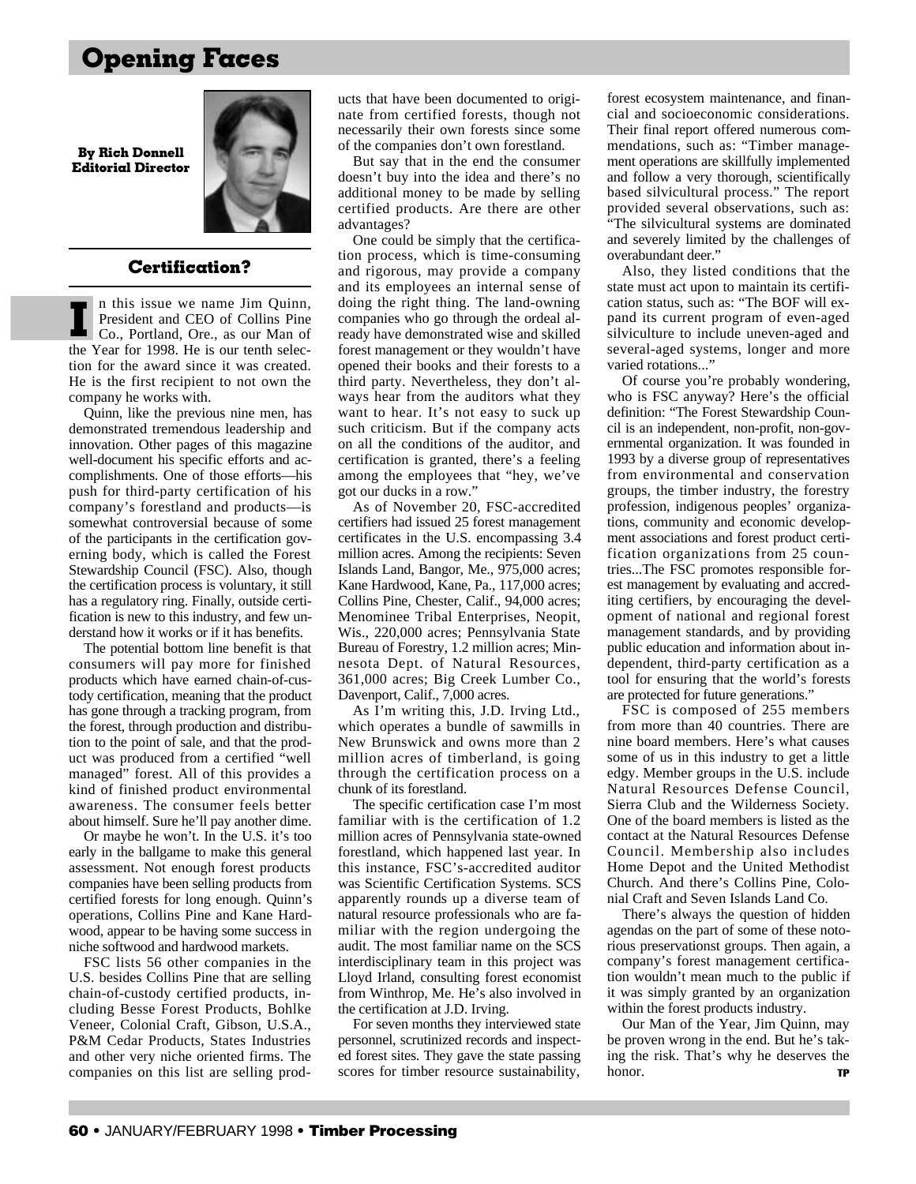# Opening Faces

**By Rich Donnell**
**Editorial Director**

## Certification?

In this issue we name Jim Quinn, President and CEO of Collins Pine Co., Portland, Ore., as our Man of the Year for 1998. He is our tenth selection for the award since it was created. He is the first recipient to not own the company he works with.

Quinn, like the previous nine men, has demonstrated tremendous leadership and innovation. Other pages of this magazine well-document his specific efforts and accomplishments. One of those efforts—his push for third-party certification of his company's forestland and products—is somewhat controversial because of some of the participants in the certification governing body, which is called the Forest Stewardship Council (FSC). Also, though the certification process is voluntary, it still has a regulatory ring. Finally, outside certification is new to this industry, and few understand how it works or if it has benefits.

The potential bottom line benefit is that consumers will pay more for finished products which have earned chain-of-custody certification, meaning that the product has gone through a tracking program, from the forest, through production and distribution to the point of sale, and that the product was produced from a certified "well managed" forest. All of this provides a kind of finished product environmental awareness. The consumer feels better about himself. Sure he'll pay another dime.

Or maybe he won't. In the U.S. it's too early in the ballgame to make this general assessment. Not enough forest products companies have been selling products from certified forests for long enough. Quinn's operations, Collins Pine and Kane Hardwood, appear to be having some success in niche softwood and hardwood markets.

FSC lists 56 other companies in the U.S. besides Collins Pine that are selling chain-of-custody certified products, including Besse Forest Products, Bohlke Veneer, Colonial Craft, Gibson, U.S.A., P&M Cedar Products, States Industries and other very niche oriented firms. The companies on this list are selling products that have been documented to originate from certified forests, though not necessarily their own forests since some of the companies don't own forestland.

But say that in the end the consumer doesn't buy into the idea and there's no additional money to be made by selling certified products. Are there are other advantages?

One could be simply that the certification process, which is time-consuming and rigorous, may provide a company and its employees an internal sense of doing the right thing. The land-owning companies who go through the ordeal already have demonstrated wise and skilled forest management or they wouldn't have opened their books and their forests to a third party. Nevertheless, they don't always hear from the auditors what they want to hear. It's not easy to suck up such criticism. But if the company acts on all the conditions of the auditor, and certification is granted, there's a feeling among the employees that "hey, we've got our ducks in a row."

As of November 20, FSC-accredited certifiers had issued 25 forest management certificates in the U.S. encompassing 3.4 million acres. Among the recipients: Seven Islands Land, Bangor, Me., 975,000 acres; Kane Hardwood, Kane, Pa., 117,000 acres; Collins Pine, Chester, Calif., 94,000 acres; Menominee Tribal Enterprises, Neopit, Wis., 220,000 acres; Pennsylvania State Bureau of Forestry, 1.2 million acres; Minnesota Dept. of Natural Resources, 361,000 acres; Big Creek Lumber Co., Davenport, Calif., 7,000 acres.

As I'm writing this, J.D. Irving Ltd., which operates a bundle of sawmills in New Brunswick and owns more than 2 million acres of timberland, is going through the certification process on a chunk of its forestland.

The specific certification case I'm most familiar with is the certification of 1.2 million acres of Pennsylvania state-owned forestland, which happened last year. In this instance, FSC's-accredited auditor was Scientific Certification Systems. SCS apparently rounds up a diverse team of natural resource professionals who are familiar with the region undergoing the audit. The most familiar name on the SCS interdisciplinary team in this project was Lloyd Irland, consulting forest economist from Winthrop, Me. He's also involved in the certification at J.D. Irving.

For seven months they interviewed state personnel, scrutinized records and inspected forest sites. They gave the state passing scores for timber resource sustainability, forest ecosystem maintenance, and financial and socioeconomic considerations. Their final report offered numerous commendations, such as: "Timber management operations are skillfully implemented and follow a very thorough, scientifically based silvicultural process." The report provided several observations, such as: "The silvicultural systems are dominated and severely limited by the challenges of overabundant deer."

Also, they listed conditions that the state must act upon to maintain its certification status, such as: "The BOF will expand its current program of even-aged silviculture to include uneven-aged and several-aged systems, longer and more varied rotations..."

Of course you're probably wondering, who is FSC anyway? Here's the official definition: "The Forest Stewardship Council is an independent, non-profit, non-governmental organization. It was founded in 1993 by a diverse group of representatives from environmental and conservation groups, the timber industry, the forestry profession, indigenous peoples' organizations, community and economic development associations and forest product certification organizations from 25 countries...The FSC promotes responsible forest management by evaluating and accrediting certifiers, by encouraging the development of national and regional forest management standards, and by providing public education and information about independent, third-party certification as a tool for ensuring that the world's forests are protected for future generations."

FSC is composed of 255 members from more than 40 countries. There are nine board members. Here's what causes some of us in this industry to get a little edgy. Member groups in the U.S. include Natural Resources Defense Council, Sierra Club and the Wilderness Society. One of the board members is listed as the contact at the Natural Resources Defense Council. Membership also includes Home Depot and the United Methodist Church. And there's Collins Pine, Colonial Craft and Seven Islands Land Co.

There's always the question of hidden agendas on the part of some of these notorious preservationst groups. Then again, a company's forest management certification wouldn't mean much to the public if it was simply granted by an organization within the forest products industry.

Our Man of the Year, Jim Quinn, may be proven wrong in the end. But he's taking the risk. That's why he deserves the honor. **TP**